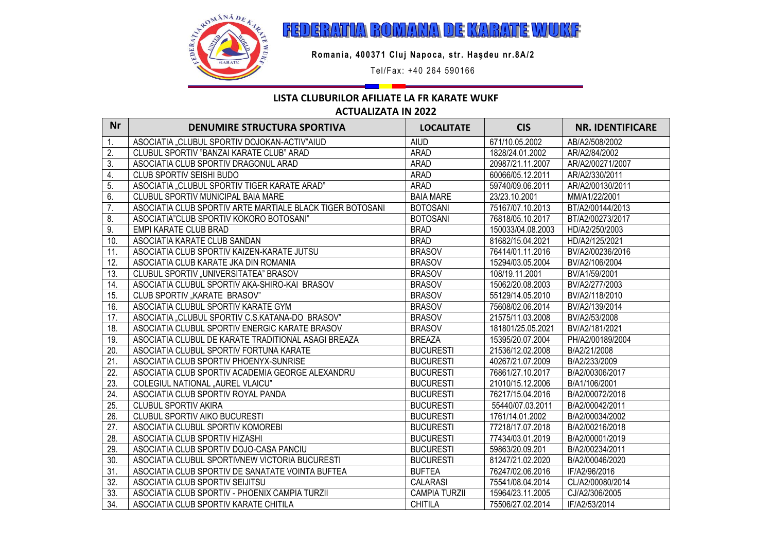# FEDERATIA ROMANA DE KARATE WUKF

**Romania, 400371 Cluj Napoca, str. Haşdeu nr.8A/2**

Tel/Fax: +40 264 590166

## LISTA CLUBURILOR AFILIATE LA FR KARATE WUKF
## ACTUALIZATA IN 2022

| Nr | DENUMIRE STRUCTURA SPORTIVA | LOCALITATE | CIS | NR. IDENTIFICARE |
|---|---|---|---|---|
| 1. | ASOCIATIA „CLUBUL SPORTIV DOJOKAN-ACTIV"AIUD | AIUD | 671/10.05.2002 | AB/A2/508/2002 |
| 2. | CLUBUL SPORTIV "BANZAI KARATE CLUB" ARAD | ARAD | 1828/24.01.2002 | AR/A2/84/2002 |
| 3. | ASOCIATIA CLUB SPORTIV DRAGONUL ARAD | ARAD | 20987/21.11.2007 | AR/A2/00271/2007 |
| 4. | CLUB SPORTIV SEISHI BUDO | ARAD | 60066/05.12.2011 | AR/A2/330/2011 |
| 5. | ASOCIATIA „CLUBUL SPORTIV TIGER KARATE ARAD" | ARAD | 59740/09.06.2011 | AR/A2/00130/2011 |
| 6. | CLUBUL SPORTIV MUNICIPAL BAIA MARE | BAIA MARE | 23/23.10.2001 | MM/A1/22/2001 |
| 7. | ASOCIATIA CLUB SPORTIV ARTE MARTIALE BLACK TIGER BOTOSANI | BOTOSANI | 75167/07.10.2013 | BT/A2/00144/2013 |
| 8. | ASOCIATIA"CLUB SPORTIV KOKORO BOTOSANI" | BOTOSANI | 76818/05.10.2017 | BT/A2/00273/2017 |
| 9. | EMPI KARATE CLUB BRAD | BRAD | 150033/04.08.2003 | HD/A2/250/2003 |
| 10. | ASOCIATIA KARATE CLUB SANDAN | BRAD | 81682/15.04.2021 | HD/A2/125/2021 |
| 11. | ASOCIATIA CLUB SPORTIV KAIZEN-KARATE JUTSU | BRASOV | 76414/01.11.2016 | BV/A2/00236/2016 |
| 12. | ASOCIATIA CLUB KARATE JKA DIN ROMANIA | BRASOV | 15294/03.05.2004 | BV/A2/106/2004 |
| 13. | CLUBUL SPORTIV „UNIVERSITATEA" BRASOV | BRASOV | 108/19.11.2001 | BV/A1/59/2001 |
| 14. | ASOCIATIA CLUBUL SPORTIV AKA-SHIRO-KAI BRASOV | BRASOV | 15062/20.08.2003 | BV/A2/277/2003 |
| 15. | CLUB SPORTIV „KARATE BRASOV" | BRASOV | 55129/14.05.2010 | BV/A2/118/2010 |
| 16. | ASOCIATIA CLUBUL SPORTIV KARATE GYM | BRASOV | 75608/02.06.2014 | BV/A2/139/2014 |
| 17. | ASOCIATIA „CLUBUL SPORTIV C.S.KATANA-DO BRASOV" | BRASOV | 21575/11.03.2008 | BV/A2/53/2008 |
| 18. | ASOCIATIA CLUBUL SPORTIV ENERGIC KARATE BRASOV | BRASOV | 181801/25.05.2021 | BV/A2/181/2021 |
| 19. | ASOCIATIA CLUBUL DE KARATE TRADITIONAL ASAGI BREAZA | BREAZA | 15395/20.07.2004 | PH/A2/00189/2004 |
| 20. | ASOCIATIA CLUBUL SPORTIV FORTUNA KARATE | BUCURESTI | 21536/12.02.2008 | B/A2/21/2008 |
| 21. | ASOCIATIA CLUB SPORTIV PHOENYX-SUNRISE | BUCURESTI | 40267/21.07.2009 | B/A2/233/2009 |
| 22. | ASOCIATIA CLUB SPORTIV ACADEMIA GEORGE ALEXANDRU | BUCURESTI | 76861/27.10.2017 | B/A2/00306/2017 |
| 23. | COLEGIUL NATIONAL „AUREL VLAICU" | BUCURESTI | 21010/15.12.2006 | B/A1/106/2001 |
| 24. | ASOCIATIA CLUB SPORTIV ROYAL PANDA | BUCURESTI | 76217/15.04.2016 | B/A2/00072/2016 |
| 25. | CLUBUL SPORTIV AKIRA | BUCURESTI | 55440/07.03.2011 | B/A2/00042/2011 |
| 26. | CLUBUL SPORTIV AIKO BUCURESTI | BUCURESTI | 1761/14.01.2002 | B/A2/00034/2002 |
| 27. | ASOCIATIA CLUBUL SPORTIV KOMOREBI | BUCURESTI | 77218/17.07.2018 | B/A2/00216/2018 |
| 28. | ASOCIATIA CLUB SPORTIV HIZASHI | BUCURESTI | 77434/03.01.2019 | B/A2/00001/2019 |
| 29. | ASOCIATIA CLUB SPORTIV DOJO-CASA PANCIU | BUCURESTI | 59863/20.09.201 | B/A2/00234/2011 |
| 30. | ASOCIATIA CLUBUL SPORTIVNEW VICTORIA BUCURESTI | BUCURESTI | 81247/21.02.2020 | B/A2/00046/2020 |
| 31. | ASOCIATIA CLUB SPORTIV DE SANATATE VOINTA BUFTEA | BUFTEA | 76247/02.06.2016 | IF/A2/96/2016 |
| 32. | ASOCIATIA CLUB SPORTIV SEIJITSU | CALARASI | 75541/08.04.2014 | CL/A2/00080/2014 |
| 33. | ASOCIATIA CLUB SPORTIV - PHOENIX CAMPIA TURZII | CAMPIA TURZII | 15964/23.11.2005 | CJ/A2/306/2005 |
| 34. | ASOCIATIA CLUB SPORTIV KARATE CHITILA | CHITILA | 75506/27.02.2014 | IF/A2/53/2014 |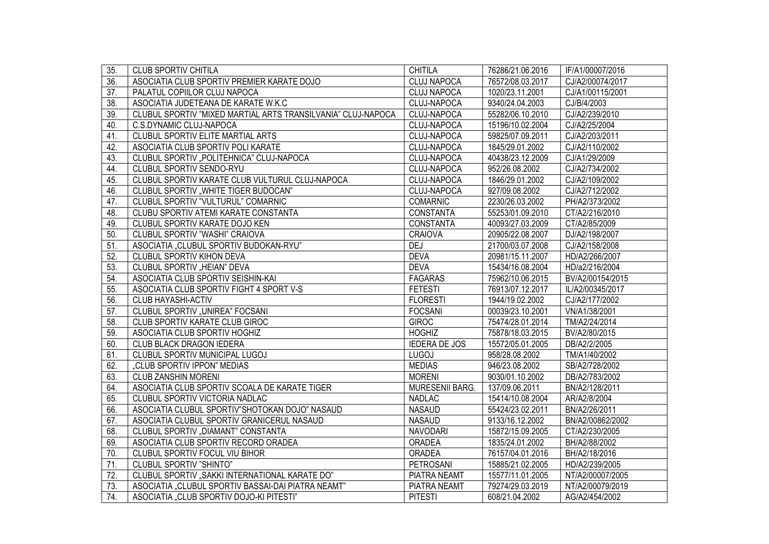| 35. | CLUB SPORTIV CHITILA | CHITILA | 76286/21.06.2016 | IF/A1/00007/2016 |
|---|---|---|---|---|
| 36. | ASOCIATIA CLUB SPORTIV PREMIER KARATE DOJO | CLUJ NAPOCA | 76572/08.03.2017 | CJ/A2/00074/2017 |
| 37. | PALATUL COPIILOR CLUJ NAPOCA | CLUJ NAPOCA | 1020/23.11.2001 | CJ/A1/00115/2001 |
| 38. | ASOCIATIA JUDETEANA DE KARATE W.K.C | CLUJ-NAPOCA | 9340/24.04.2003 | CJ/B/4/2003 |
| 39. | CLUBUL SPORTIV "MIXED MARTIAL ARTS TRANSILVANIA" CLUJ-NAPOCA | CLUJ-NAPOCA | 55282/06.10.2010 | CJ/A2/239/2010 |
| 40. | C.S.DYNAMIC CLUJ-NAPOCA | CLUJ-NAPOCA | 15196/10.02.2004 | CJ/A2/25/2004 |
| 41. | CLUBUL SPORTIV ELITE MARTIAL ARTS | CLUJ-NAPOCA | 59825/07.09.2011 | CJ/A2/203/2011 |
| 42. | ASOCIATIA CLUB SPORTIV POLI KARATE | CLUJ-NAPOCA | 1845/29.01.2002 | CJ/A2/110/2002 |
| 43. | CLUBUL SPORTIV „POLITEHNICA" CLUJ-NAPOCA | CLUJ-NAPOCA | 40438/23.12.2009 | CJ/A1/29/2009 |
| 44. | CLUBUL SPORTIV SENDO-RYU | CLUJ-NAPOCA | 952/26.08.2002 | CJ/A2/734/2002 |
| 45. | CLUBUL SPORTIV KARATE CLUB VULTURUL CLUJ-NAPOCA | CLUJ-NAPOCA | 1846/29.01.2002 | CJ/A2/109/2002 |
| 46. | CLUBUL SPORTIV „WHITE TIGER BUDOCAN" | CLUJ-NAPOCA | 927/09.08.2002 | CJ/A2/712/2002 |
| 47. | CLUBUL SPORTIV "VULTURUL" COMARNIC | COMARNIC | 2230/26.03.2002 | PH/A2/373/2002 |
| 48. | CLUBU SPORTIV ATEMI KARATE CONSTANTA | CONSTANTA | 55253/01.09.2010 | CT/A2/216/2010 |
| 49. | CLUBUL SPORTIV KARATE DOJO KEN | CONSTANTA | 40093/27.03.2009 | CT/A2/85/2009 |
| 50. | CLUBUL SPORTIV "WASHI" CRAIOVA | CRAIOVA | 20905/22.08.2007 | DJ/A2/198/2007 |
| 51. | ASOCIATIA „CLUBUL SPORTIV BUDOKAN-RYU" | DEJ | 21700/03.07.2008 | CJ/A2/158/2008 |
| 52. | CLUBUL SPORTIV KIHON DEVA | DEVA | 20981/15.11.2007 | HD/A2/266/2007 |
| 53. | CLUBUL SPORTIV „HEIAN" DEVA | DEVA | 15434/16.08.2004 | HD/a2/216/2004 |
| 54. | ASOCIATIA CLUB SPORTIV SEISHIN-KAI | FAGARAS | 75962/10.06.2015 | BV/A2/00154/2015 |
| 55. | ASOCIATIA CLUB SPORTIV FIGHT 4 SPORT V-S | FETESTI | 76913/07.12.2017 | IL/A2/00345/2017 |
| 56. | CLUB HAYASHI-ACTIV | FLORESTI | 1944/19.02.2002 | CJ/A2/177/2002 |
| 57. | CLUBUL SPORTIV „UNIREA" FOCSANI | FOCSANI | 00039/23.10.2001 | VN/A1/38/2001 |
| 58. | CLUB SPORTIV KARATE CLUB GIROC | GIROC | 75474/28.01.2014 | TM/A2/24/2014 |
| 59. | ASOCIATIA CLUB SPORTIV HOGHIZ | HOGHIZ | 75878/18.03.2015 | BV/A2/80/2015 |
| 60. | CLUB BLACK DRAGON IEDERA | IEDERA DE JOS | 15572/05.01.2005 | DB/A2/2/2005 |
| 61. | CLUBUL SPORTIV MUNICIPAL LUGOJ | LUGOJ | 958/28.08.2002 | TM/A1/40/2002 |
| 62. | „CLUB SPORTIV IPPON" MEDIAS | MEDIAS | 946/23.08.2002 | SB/A2/728/2002 |
| 63. | CLUB ZANSHIN MORENI | MORENI | 9030/01.10.2002 | DB/A2/783/2002 |
| 64. | ASOCIATIA CLUB SPORTIV SCOALA DE KARATE TIGER | MURESENII BARG. | 137/09.06.2011 | BN/A2/128/2011 |
| 65. | CLUBUL SPORTIV VICTORIA NADLAC | NADLAC | 15414/10.08.2004 | AR/A2/8/2004 |
| 66. | ASOCIATIA CLUBUL SPORTIV"SHOTOKAN DOJO" NASAUD | NASAUD | 55424/23.02.2011 | BN/A2/26/2011 |
| 67. | ASOCIATIA CLUBUL SPORTIV GRANICERUL NASAUD | NASAUD | 9133/16.12.2002 | BN/A2/00862/2002 |
| 68. | CLUBUL SPORTIV „DIAMANT" CONSTANTA | NAVODARI | 15872/15.09.2005 | CT/A2/230/2005 |
| 69. | ASOCIATIA CLUB SPORTIV RECORD ORADEA | ORADEA | 1835/24.01.2002 | BH/A2/88/2002 |
| 70. | CLUBUL SPORTIV FOCUL VIU BIHOR | ORADEA | 76157/04.01.2016 | BH/A2/18/2016 |
| 71. | CLUBUL SPORTIV "SHINTO" | PETROSANI | 15885/21.02.2005 | HD/A2/239/2005 |
| 72. | CLUBUL SPORTIV „SAKKI INTERNATIONAL KARATE DO" | PIATRA NEAMT | 15577/11.01.2005 | NT/A2/00007/2005 |
| 73. | ASOCIATIA „CLUBUL SPORTIV BASSAI-DAI PIATRA NEAMT" | PIATRA NEAMT | 79274/29.03.2019 | NT/A2/00079/2019 |
| 74. | ASOCIATIA „CLUB SPORTIV DOJO-KI PITESTI" | PITESTI | 608/21.04.2002 | AG/A2/454/2002 |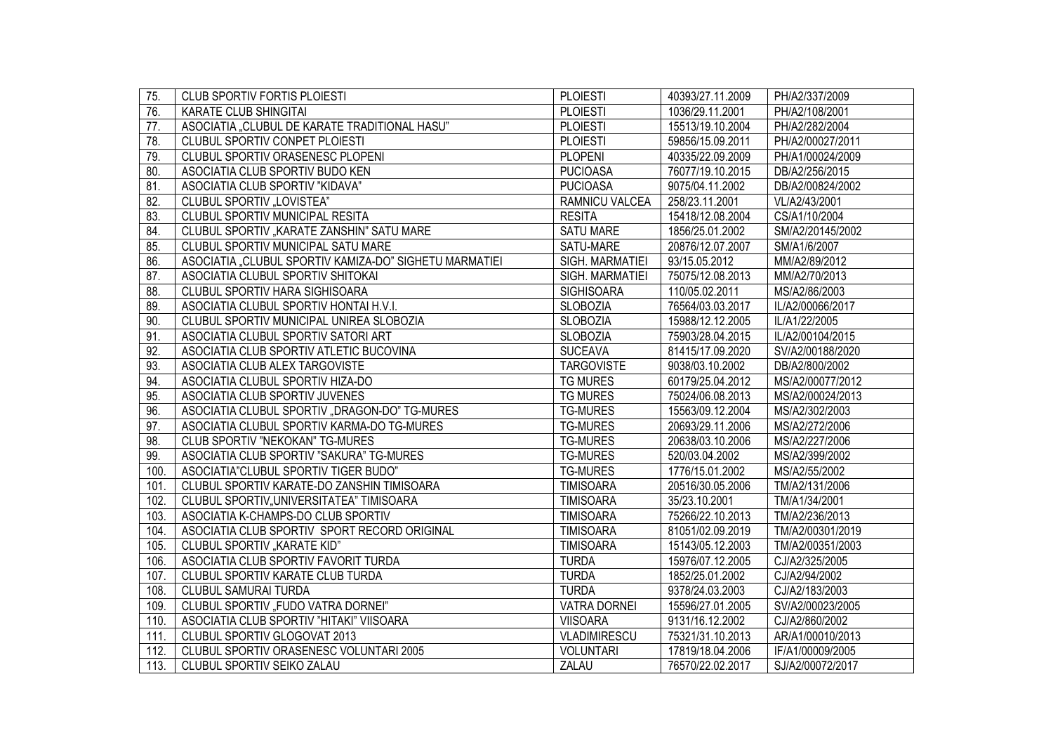| | | | | |
|---|---|---|---|---|
| 75. | CLUB SPORTIV FORTIS PLOIESTI | PLOIESTI | 40393/27.11.2009 | PH/A2/337/2009 |
| 76. | KARATE CLUB SHINGITAI | PLOIESTI | 1036/29.11.2001 | PH/A2/108/2001 |
| 77. | ASOCIATIA „CLUBUL DE KARATE TRADITIONAL HASU" | PLOIESTI | 15513/19.10.2004 | PH/A2/282/2004 |
| 78. | CLUBUL SPORTIV CONPET PLOIESTI | PLOIESTI | 59856/15.09.2011 | PH/A2/00027/2011 |
| 79. | CLUBUL SPORTIV ORASENESC PLOPENI | PLOPENI | 40335/22.09.2009 | PH/A1/00024/2009 |
| 80. | ASOCIATIA CLUB SPORTIV BUDO KEN | PUCIOASA | 76077/19.10.2015 | DB/A2/256/2015 |
| 81. | ASOCIATIA CLUB SPORTIV "KIDAVA" | PUCIOASA | 9075/04.11.2002 | DB/A2/00824/2002 |
| 82. | CLUBUL SPORTIV „LOVISTEA" | RAMNICU VALCEA | 258/23.11.2001 | VL/A2/43/2001 |
| 83. | CLUBUL SPORTIV MUNICIPAL RESITA | RESITA | 15418/12.08.2004 | CS/A1/10/2004 |
| 84. | CLUBUL SPORTIV „KARATE ZANSHIN" SATU MARE | SATU MARE | 1856/25.01.2002 | SM/A2/20145/2002 |
| 85. | CLUBUL SPORTIV MUNICIPAL SATU MARE | SATU-MARE | 20876/12.07.2007 | SM/A1/6/2007 |
| 86. | ASOCIATIA „CLUBUL SPORTIV KAMIZA-DO" SIGHETU MARMATIEI | SIGH. MARMATIEI | 93/15.05.2012 | MM/A2/89/2012 |
| 87. | ASOCIATIA CLUBUL SPORTIV SHITOKAI | SIGH. MARMATIEI | 75075/12.08.2013 | MM/A2/70/2013 |
| 88. | CLUBUL SPORTIV HARA SIGHISOARA | SIGHISOARA | 110/05.02.2011 | MS/A2/86/2003 |
| 89. | ASOCIATIA CLUBUL SPORTIV HONTAI H.V.I. | SLOBOZIA | 76564/03.03.2017 | IL/A2/00066/2017 |
| 90. | CLUBUL SPORTIV MUNICIPAL UNIREA SLOBOZIA | SLOBOZIA | 15988/12.12.2005 | IL/A1/22/2005 |
| 91. | ASOCIATIA CLUBUL SPORTIV SATORI ART | SLOBOZIA | 75903/28.04.2015 | IL/A2/00104/2015 |
| 92. | ASOCIATIA CLUB SPORTIV ATLETIC BUCOVINA | SUCEAVA | 81415/17.09.2020 | SV/A2/00188/2020 |
| 93. | ASOCIATIA CLUB ALEX TARGOVISTE | TARGOVISTE | 9038/03.10.2002 | DB/A2/800/2002 |
| 94. | ASOCIATIA CLUBUL SPORTIV HIZA-DO | TG MURES | 60179/25.04.2012 | MS/A2/00077/2012 |
| 95. | ASOCIATIA CLUB SPORTIV JUVENES | TG MURES | 75024/06.08.2013 | MS/A2/00024/2013 |
| 96. | ASOCIATIA CLUBUL SPORTIV „DRAGON-DO" TG-MURES | TG-MURES | 15563/09.12.2004 | MS/A2/302/2003 |
| 97. | ASOCIATIA CLUBUL SPORTIV KARMA-DO TG-MURES | TG-MURES | 20693/29.11.2006 | MS/A2/272/2006 |
| 98. | CLUB SPORTIV "NEKOKAN" TG-MURES | TG-MURES | 20638/03.10.2006 | MS/A2/227/2006 |
| 99. | ASOCIATIA CLUB SPORTIV "SAKURA" TG-MURES | TG-MURES | 520/03.04.2002 | MS/A2/399/2002 |
| 100. | ASOCIATIA"CLUBUL SPORTIV TIGER BUDO" | TG-MURES | 1776/15.01.2002 | MS/A2/55/2002 |
| 101. | CLUBUL SPORTIV KARATE-DO ZANSHIN TIMISOARA | TIMISOARA | 20516/30.05.2006 | TM/A2/131/2006 |
| 102. | CLUBUL SPORTIV„UNIVERSITATEA" TIMISOARA | TIMISOARA | 35/23.10.2001 | TM/A1/34/2001 |
| 103. | ASOCIATIA K-CHAMPS-DO CLUB SPORTIV | TIMISOARA | 75266/22.10.2013 | TM/A2/236/2013 |
| 104. | ASOCIATIA CLUB SPORTIV SPORT RECORD ORIGINAL | TIMISOARA | 81051/02.09.2019 | TM/A2/00301/2019 |
| 105. | CLUBUL SPORTIV „KARATE KID" | TIMISOARA | 15143/05.12.2003 | TM/A2/00351/2003 |
| 106. | ASOCIATIA CLUB SPORTIV FAVORIT TURDA | TURDA | 15976/07.12.2005 | CJ/A2/325/2005 |
| 107. | CLUBUL SPORTIV KARATE CLUB TURDA | TURDA | 1852/25.01.2002 | CJ/A2/94/2002 |
| 108. | CLUBUL SAMURAI TURDA | TURDA | 9378/24.03.2003 | CJ/A2/183/2003 |
| 109. | CLUBUL SPORTIV „FUDO VATRA DORNEI" | VATRA DORNEI | 15596/27.01.2005 | SV/A2/00023/2005 |
| 110. | ASOCIATIA CLUB SPORTIV "HITAKI" VIISOARA | VIISOARA | 9131/16.12.2002 | CJ/A2/860/2002 |
| 111. | CLUBUL SPORTIV GLOGOVAT 2013 | VLADIMIRESCU | 75321/31.10.2013 | AR/A1/00010/2013 |
| 112. | CLUBUL SPORTIV ORASENESC VOLUNTARI 2005 | VOLUNTARI | 17819/18.04.2006 | IF/A1/00009/2005 |
| 113. | CLUBUL SPORTIV SEIKO ZALAU | ZALAU | 76570/22.02.2017 | SJ/A2/00072/2017 |